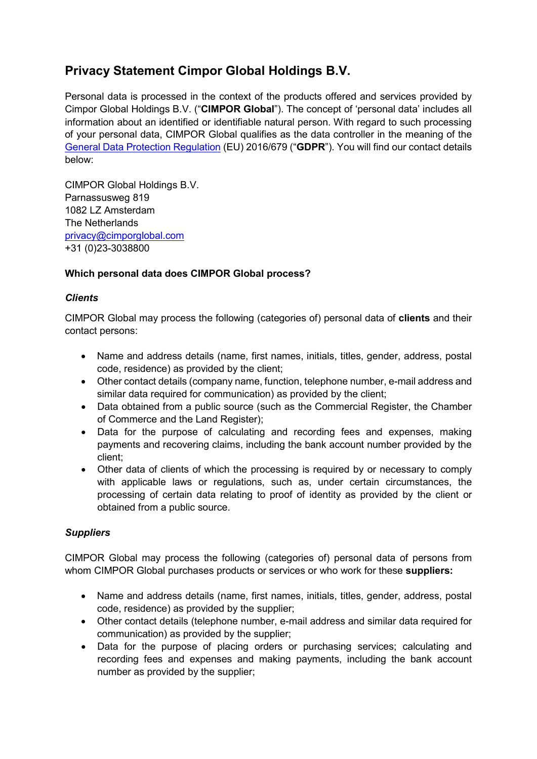# Privacy Statement Cimpor Global Holdings B.V.

Personal data is processed in the context of the products offered and services provided by Cimpor Global Holdings B.V. ("**CIMPOR Global**"). The concept of 'personal data' includes all information about an identified or identifiable natural person. With regard to such processing of your personal data, CIMPOR Global qualifies as the data controller in the meaning of the General Data Protection Regulation (EU) 2016/679 ("**GDPR**"). You will find our contact details below:

CIMPOR Global Holdings B.V.
Parnassusweg 819
1082 LZ Amsterdam
The Netherlands
privacy@cimporglobal.com
+31 (0)23-3038800

**Which personal data does CIMPOR Global process?**

***Clients***

CIMPOR Global may process the following (categories of) personal data of **clients** and their contact persons:

- Name and address details (name, first names, initials, titles, gender, address, postal code, residence) as provided by the client;
- Other contact details (company name, function, telephone number, e-mail address and similar data required for communication) as provided by the client;
- Data obtained from a public source (such as the Commercial Register, the Chamber of Commerce and the Land Register);
- Data for the purpose of calculating and recording fees and expenses, making payments and recovering claims, including the bank account number provided by the client;
- Other data of clients of which the processing is required by or necessary to comply with applicable laws or regulations, such as, under certain circumstances, the processing of certain data relating to proof of identity as provided by the client or obtained from a public source.

***Suppliers***

CIMPOR Global may process the following (categories of) personal data of persons from whom CIMPOR Global purchases products or services or who work for these **suppliers:**

- Name and address details (name, first names, initials, titles, gender, address, postal code, residence) as provided by the supplier;
- Other contact details (telephone number, e-mail address and similar data required for communication) as provided by the supplier;
- Data for the purpose of placing orders or purchasing services; calculating and recording fees and expenses and making payments, including the bank account number as provided by the supplier;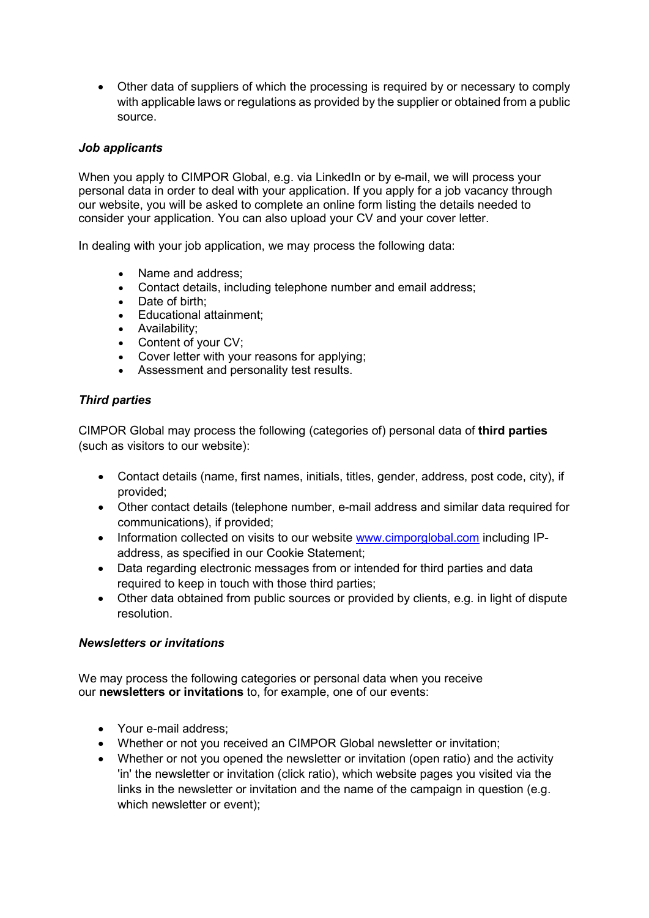- Other data of suppliers of which the processing is required by or necessary to comply with applicable laws or regulations as provided by the supplier or obtained from a public source.

***Job applicants***

When you apply to CIMPOR Global, e.g. via LinkedIn or by e-mail, we will process your personal data in order to deal with your application. If you apply for a job vacancy through our website, you will be asked to complete an online form listing the details needed to consider your application. You can also upload your CV and your cover letter.

In dealing with your job application, we may process the following data:

- Name and address;
- Contact details, including telephone number and email address;
- Date of birth;
- Educational attainment;
- Availability;
- Content of your CV;
- Cover letter with your reasons for applying;
- Assessment and personality test results.

***Third parties***

CIMPOR Global may process the following (categories of) personal data of **third parties** (such as visitors to our website):

- Contact details (name, first names, initials, titles, gender, address, post code, city), if provided;
- Other contact details (telephone number, e-mail address and similar data required for communications), if provided;
- Information collected on visits to our website [www.cimporglobal.com](http://www.cimporglobal.com) including IP-address, as specified in our Cookie Statement;
- Data regarding electronic messages from or intended for third parties and data required to keep in touch with those third parties;
- Other data obtained from public sources or provided by clients, e.g. in light of dispute resolution.

***Newsletters or invitations***

We may process the following categories or personal data when you receive our **newsletters or invitations** to, for example, one of our events:

- Your e-mail address;
- Whether or not you received an CIMPOR Global newsletter or invitation;
- Whether or not you opened the newsletter or invitation (open ratio) and the activity 'in' the newsletter or invitation (click ratio), which website pages you visited via the links in the newsletter or invitation and the name of the campaign in question (e.g. which newsletter or event);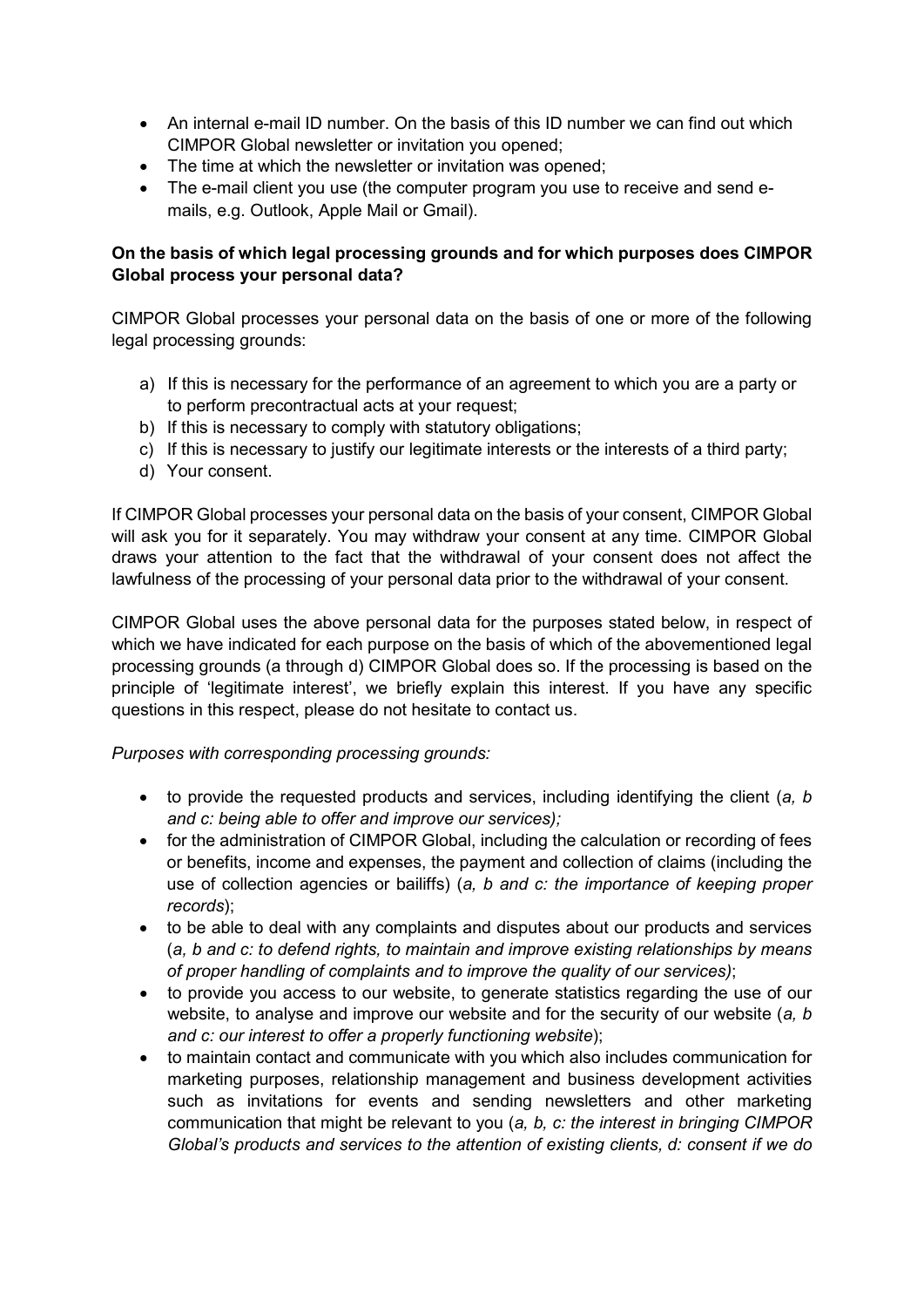- An internal e-mail ID number. On the basis of this ID number we can find out which CIMPOR Global newsletter or invitation you opened;
- The time at which the newsletter or invitation was opened;
- The e-mail client you use (the computer program you use to receive and send e-mails, e.g. Outlook, Apple Mail or Gmail).

**On the basis of which legal processing grounds and for which purposes does CIMPOR Global process your personal data?**

CIMPOR Global processes your personal data on the basis of one or more of the following legal processing grounds:

a) If this is necessary for the performance of an agreement to which you are a party or to perform precontractual acts at your request;
b) If this is necessary to comply with statutory obligations;
c) If this is necessary to justify our legitimate interests or the interests of a third party;
d) Your consent.

If CIMPOR Global processes your personal data on the basis of your consent, CIMPOR Global will ask you for it separately. You may withdraw your consent at any time. CIMPOR Global draws your attention to the fact that the withdrawal of your consent does not affect the lawfulness of the processing of your personal data prior to the withdrawal of your consent.

CIMPOR Global uses the above personal data for the purposes stated below, in respect of which we have indicated for each purpose on the basis of which of the abovementioned legal processing grounds (a through d) CIMPOR Global does so. If the processing is based on the principle of 'legitimate interest', we briefly explain this interest. If you have any specific questions in this respect, please do not hesitate to contact us.

*Purposes with corresponding processing grounds:*

- to provide the requested products and services, including identifying the client (*a, b and c: being able to offer and improve our services);*
- for the administration of CIMPOR Global, including the calculation or recording of fees or benefits, income and expenses, the payment and collection of claims (including the use of collection agencies or bailiffs) (*a, b and c: the importance of keeping proper records*);
- to be able to deal with any complaints and disputes about our products and services (*a, b and c: to defend rights, to maintain and improve existing relationships by means of proper handling of complaints and to improve the quality of our services)*;
- to provide you access to our website, to generate statistics regarding the use of our website, to analyse and improve our website and for the security of our website (*a, b and c: our interest to offer a properly functioning website*);
- to maintain contact and communicate with you which also includes communication for marketing purposes, relationship management and business development activities such as invitations for events and sending newsletters and other marketing communication that might be relevant to you (*a, b, c: the interest in bringing CIMPOR Global's products and services to the attention of existing clients, d: consent if we do*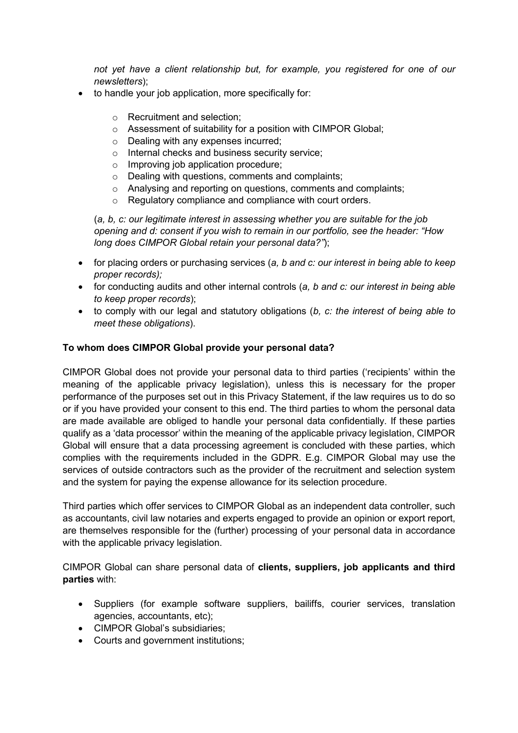*not yet have a client relationship but, for example, you registered for one of our newsletters*);

- to handle your job application, more specifically for:
  - Recruitment and selection;
  - Assessment of suitability for a position with CIMPOR Global;
  - Dealing with any expenses incurred;
  - Internal checks and business security service;
  - Improving job application procedure;
  - Dealing with questions, comments and complaints;
  - Analysing and reporting on questions, comments and complaints;
  - Regulatory compliance and compliance with court orders.

  (*a, b, c: our legitimate interest in assessing whether you are suitable for the job opening and d: consent if you wish to remain in our portfolio, see the header: "How long does CIMPOR Global retain your personal data?"*);

- for placing orders or purchasing services (*a, b and c: our interest in being able to keep proper records);*
- for conducting audits and other internal controls (*a, b and c: our interest in being able to keep proper records*);
- to comply with our legal and statutory obligations (*b, c: the interest of being able to meet these obligations*).

**To whom does CIMPOR Global provide your personal data?**

CIMPOR Global does not provide your personal data to third parties ('recipients' within the meaning of the applicable privacy legislation), unless this is necessary for the proper performance of the purposes set out in this Privacy Statement, if the law requires us to do so or if you have provided your consent to this end. The third parties to whom the personal data are made available are obliged to handle your personal data confidentially. If these parties qualify as a 'data processor' within the meaning of the applicable privacy legislation, CIMPOR Global will ensure that a data processing agreement is concluded with these parties, which complies with the requirements included in the GDPR. E.g. CIMPOR Global may use the services of outside contractors such as the provider of the recruitment and selection system and the system for paying the expense allowance for its selection procedure.

Third parties which offer services to CIMPOR Global as an independent data controller, such as accountants, civil law notaries and experts engaged to provide an opinion or export report, are themselves responsible for the (further) processing of your personal data in accordance with the applicable privacy legislation.

CIMPOR Global can share personal data of **clients, suppliers, job applicants and third parties** with:

- Suppliers (for example software suppliers, bailiffs, courier services, translation agencies, accountants, etc);
- CIMPOR Global's subsidiaries;
- Courts and government institutions;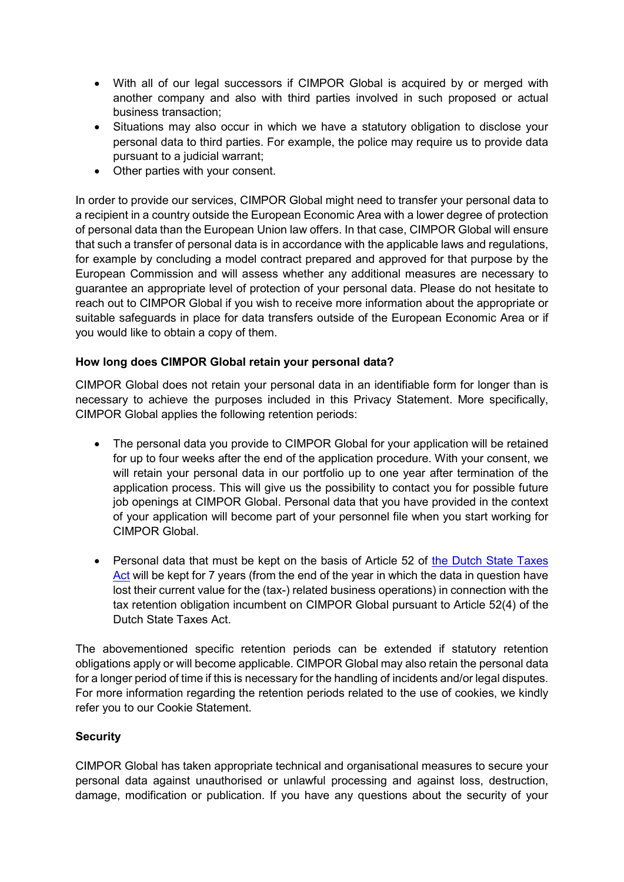- With all of our legal successors if CIMPOR Global is acquired by or merged with another company and also with third parties involved in such proposed or actual business transaction;
- Situations may also occur in which we have a statutory obligation to disclose your personal data to third parties. For example, the police may require us to provide data pursuant to a judicial warrant;
- Other parties with your consent.

In order to provide our services, CIMPOR Global might need to transfer your personal data to a recipient in a country outside the European Economic Area with a lower degree of protection of personal data than the European Union law offers. In that case, CIMPOR Global will ensure that such a transfer of personal data is in accordance with the applicable laws and regulations, for example by concluding a model contract prepared and approved for that purpose by the European Commission and will assess whether any additional measures are necessary to guarantee an appropriate level of protection of your personal data. Please do not hesitate to reach out to CIMPOR Global if you wish to receive more information about the appropriate or suitable safeguards in place for data transfers outside of the European Economic Area or if you would like to obtain a copy of them.

**How long does CIMPOR Global retain your personal data?**

CIMPOR Global does not retain your personal data in an identifiable form for longer than is necessary to achieve the purposes included in this Privacy Statement. More specifically, CIMPOR Global applies the following retention periods:

- The personal data you provide to CIMPOR Global for your application will be retained for up to four weeks after the end of the application procedure. With your consent, we will retain your personal data in our portfolio up to one year after termination of the application process. This will give us the possibility to contact you for possible future job openings at CIMPOR Global. Personal data that you have provided in the context of your application will become part of your personnel file when you start working for CIMPOR Global.

- Personal data that must be kept on the basis of Article 52 of the Dutch State Taxes Act will be kept for 7 years (from the end of the year in which the data in question have lost their current value for the (tax-) related business operations) in connection with the tax retention obligation incumbent on CIMPOR Global pursuant to Article 52(4) of the Dutch State Taxes Act.

The abovementioned specific retention periods can be extended if statutory retention obligations apply or will become applicable. CIMPOR Global may also retain the personal data for a longer period of time if this is necessary for the handling of incidents and/or legal disputes. For more information regarding the retention periods related to the use of cookies, we kindly refer you to our Cookie Statement.

**Security**

CIMPOR Global has taken appropriate technical and organisational measures to secure your personal data against unauthorised or unlawful processing and against loss, destruction, damage, modification or publication. If you have any questions about the security of your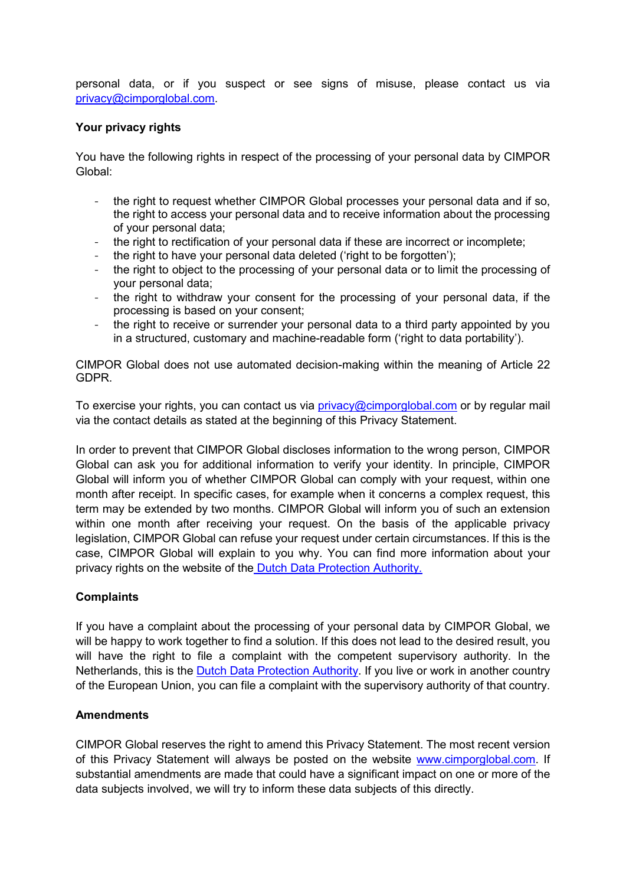personal data, or if you suspect or see signs of misuse, please contact us via [privacy@cimporglobal.com](mailto:privacy@cimporglobal.com).

**Your privacy rights**

You have the following rights in respect of the processing of your personal data by CIMPOR Global:

- the right to request whether CIMPOR Global processes your personal data and if so, the right to access your personal data and to receive information about the processing of your personal data;
- the right to rectification of your personal data if these are incorrect or incomplete;
- the right to have your personal data deleted ('right to be forgotten');
- the right to object to the processing of your personal data or to limit the processing of your personal data;
- the right to withdraw your consent for the processing of your personal data, if the processing is based on your consent;
- the right to receive or surrender your personal data to a third party appointed by you in a structured, customary and machine-readable form ('right to data portability').

CIMPOR Global does not use automated decision-making within the meaning of Article 22 GDPR.

To exercise your rights, you can contact us via [privacy@cimporglobal.com](mailto:privacy@cimporglobal.com) or by regular mail via the contact details as stated at the beginning of this Privacy Statement.

In order to prevent that CIMPOR Global discloses information to the wrong person, CIMPOR Global can ask you for additional information to verify your identity. In principle, CIMPOR Global will inform you of whether CIMPOR Global can comply with your request, within one month after receipt. In specific cases, for example when it concerns a complex request, this term may be extended by two months. CIMPOR Global will inform you of such an extension within one month after receiving your request. On the basis of the applicable privacy legislation, CIMPOR Global can refuse your request under certain circumstances. If this is the case, CIMPOR Global will explain to you why. You can find more information about your privacy rights on the website of the Dutch Data Protection Authority.

**Complaints**

If you have a complaint about the processing of your personal data by CIMPOR Global, we will be happy to work together to find a solution. If this does not lead to the desired result, you will have the right to file a complaint with the competent supervisory authority. In the Netherlands, this is the Dutch Data Protection Authority. If you live or work in another country of the European Union, you can file a complaint with the supervisory authority of that country.

**Amendments**

CIMPOR Global reserves the right to amend this Privacy Statement. The most recent version of this Privacy Statement will always be posted on the website [www.cimporglobal.com](http://www.cimporglobal.com). If substantial amendments are made that could have a significant impact on one or more of the data subjects involved, we will try to inform these data subjects of this directly.